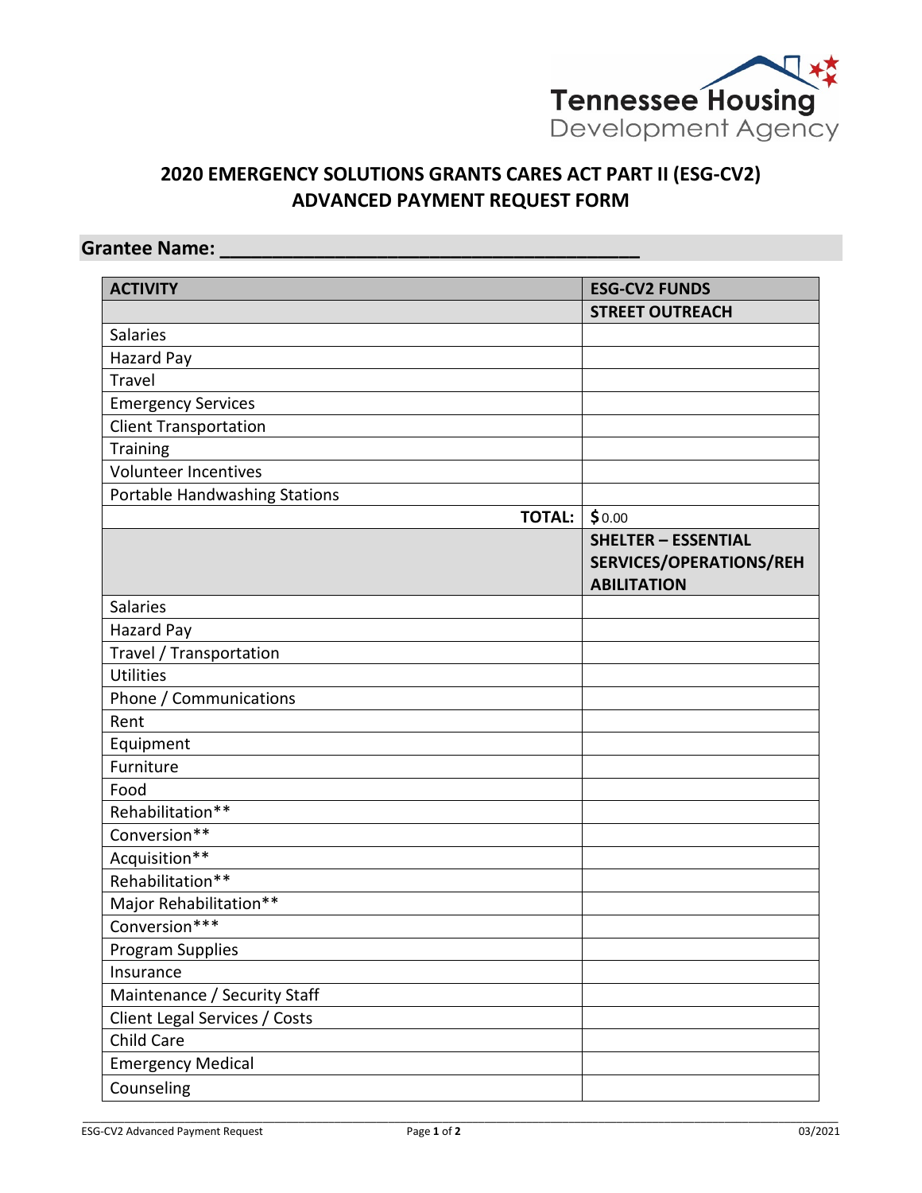Tennessee Housing Development Agency

# 2020 EMERGENCY SOLUTIONS GRANTS CARES ACT PART II (ESG-CV2) ADVANCED PAYMENT REQUEST FORM

**Grantee Name:** ________________________________________

| ACTIVITY | ESG-CV2 FUNDS |
|---|---|
| | **STREET OUTREACH** |
| Salaries | |
| Hazard Pay | |
| Travel | |
| Emergency Services | |
| Client Transportation | |
| Training | |
| Volunteer Incentives | |
| Portable Handwashing Stations | |
| **TOTAL:** | $0.00 |
| | **SHELTER – ESSENTIAL SERVICES/OPERATIONS/REHABILITATION** |
| Salaries | |
| Hazard Pay | |
| Travel / Transportation | |
| Utilities | |
| Phone / Communications | |
| Rent | |
| Equipment | |
| Furniture | |
| Food | |
| Rehabilitation** | |
| Conversion** | |
| Acquisition** | |
| Rehabilitation** | |
| Major Rehabilitation** | |
| Conversion*** | |
| Program Supplies | |
| Insurance | |
| Maintenance / Security Staff | |
| Client Legal Services / Costs | |
| Child Care | |
| Emergency Medical | |
| Counseling | |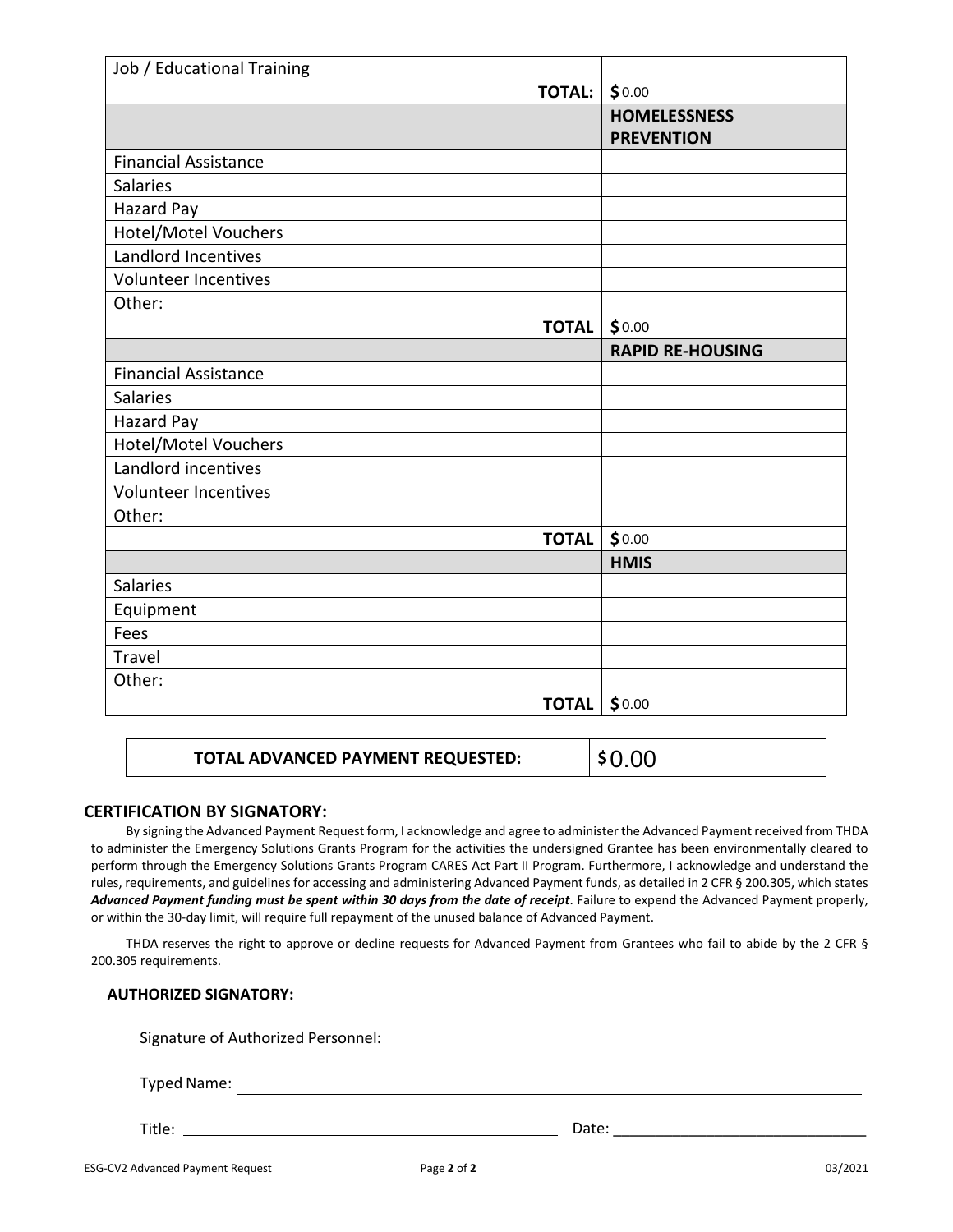| | |
|---|---|
| Job / Educational Training | |
| **TOTAL:** | **$** 0.00 |
| | **HOMELESSNESS PREVENTION** |
| Financial Assistance | |
| Salaries | |
| Hazard Pay | |
| Hotel/Motel Vouchers | |
| Landlord Incentives | |
| Volunteer Incentives | |
| Other: | |
| **TOTAL** | **$** 0.00 |
| | **RAPID RE-HOUSING** |
| Financial Assistance | |
| Salaries | |
| Hazard Pay | |
| Hotel/Motel Vouchers | |
| Landlord incentives | |
| Volunteer Incentives | |
| Other: | |
| **TOTAL** | **$** 0.00 |
| | **HMIS** |
| Salaries | |
| Equipment | |
| Fees | |
| Travel | |
| Other: | |
| **TOTAL** | **$** 0.00 |

| **TOTAL ADVANCED PAYMENT REQUESTED:** | $0.00 |
|---|---|

## CERTIFICATION BY SIGNATORY:

By signing the Advanced Payment Request form, I acknowledge and agree to administer the Advanced Payment received from THDA to administer the Emergency Solutions Grants Program for the activities the undersigned Grantee has been environmentally cleared to perform through the Emergency Solutions Grants Program CARES Act Part II Program. Furthermore, I acknowledge and understand the rules, requirements, and guidelines for accessing and administering Advanced Payment funds, as detailed in 2 CFR § 200.305, which states ***Advanced Payment funding must be spent within 30 days from the date of receipt***. Failure to expend the Advanced Payment properly, or within the 30-day limit, will require full repayment of the unused balance of Advanced Payment.

THDA reserves the right to approve or decline requests for Advanced Payment from Grantees who fail to abide by the 2 CFR § 200.305 requirements.

### AUTHORIZED SIGNATORY:

Signature of Authorized Personnel: ______________________________

Typed Name: ______________________________

Title: ______________________________ Date: ______________________________

ESG-CV2 Advanced Payment Request 03/2021